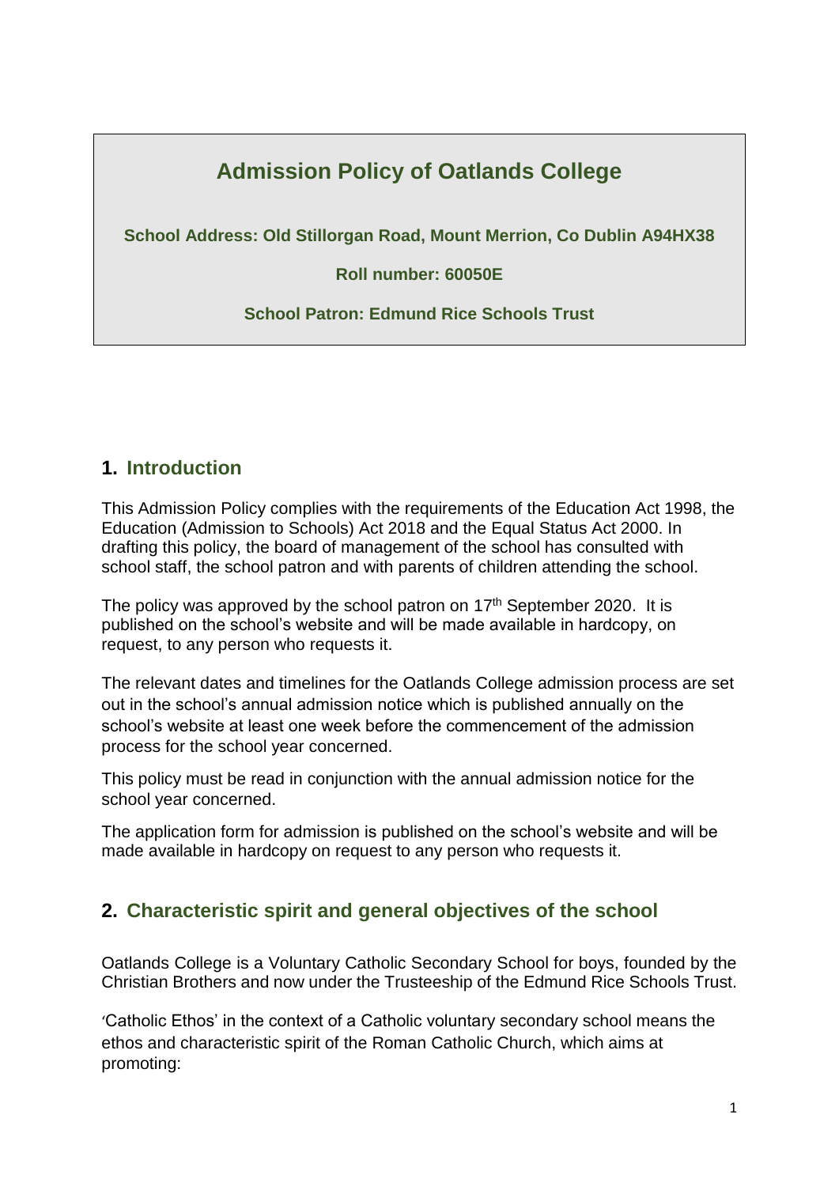# Admission Policy of Oatlands College

**School Address: Old Stillorgan Road, Mount Merrion, Co Dublin A94HX38**

**Roll number: 60050E**

**School Patron: Edmund Rice Schools Trust**

## 1. Introduction

This Admission Policy complies with the requirements of the Education Act 1998, the Education (Admission to Schools) Act 2018 and the Equal Status Act 2000. In drafting this policy, the board of management of the school has consulted with school staff, the school patron and with parents of children attending the school.

The policy was approved by the school patron on 17th September 2020. It is published on the school's website and will be made available in hardcopy, on request, to any person who requests it.

The relevant dates and timelines for the Oatlands College admission process are set out in the school's annual admission notice which is published annually on the school's website at least one week before the commencement of the admission process for the school year concerned.

This policy must be read in conjunction with the annual admission notice for the school year concerned.

The application form for admission is published on the school's website and will be made available in hardcopy on request to any person who requests it.

## 2. Characteristic spirit and general objectives of the school

Oatlands College is a Voluntary Catholic Secondary School for boys, founded by the Christian Brothers and now under the Trusteeship of the Edmund Rice Schools Trust.

'Catholic Ethos' in the context of a Catholic voluntary secondary school means the ethos and characteristic spirit of the Roman Catholic Church, which aims at promoting: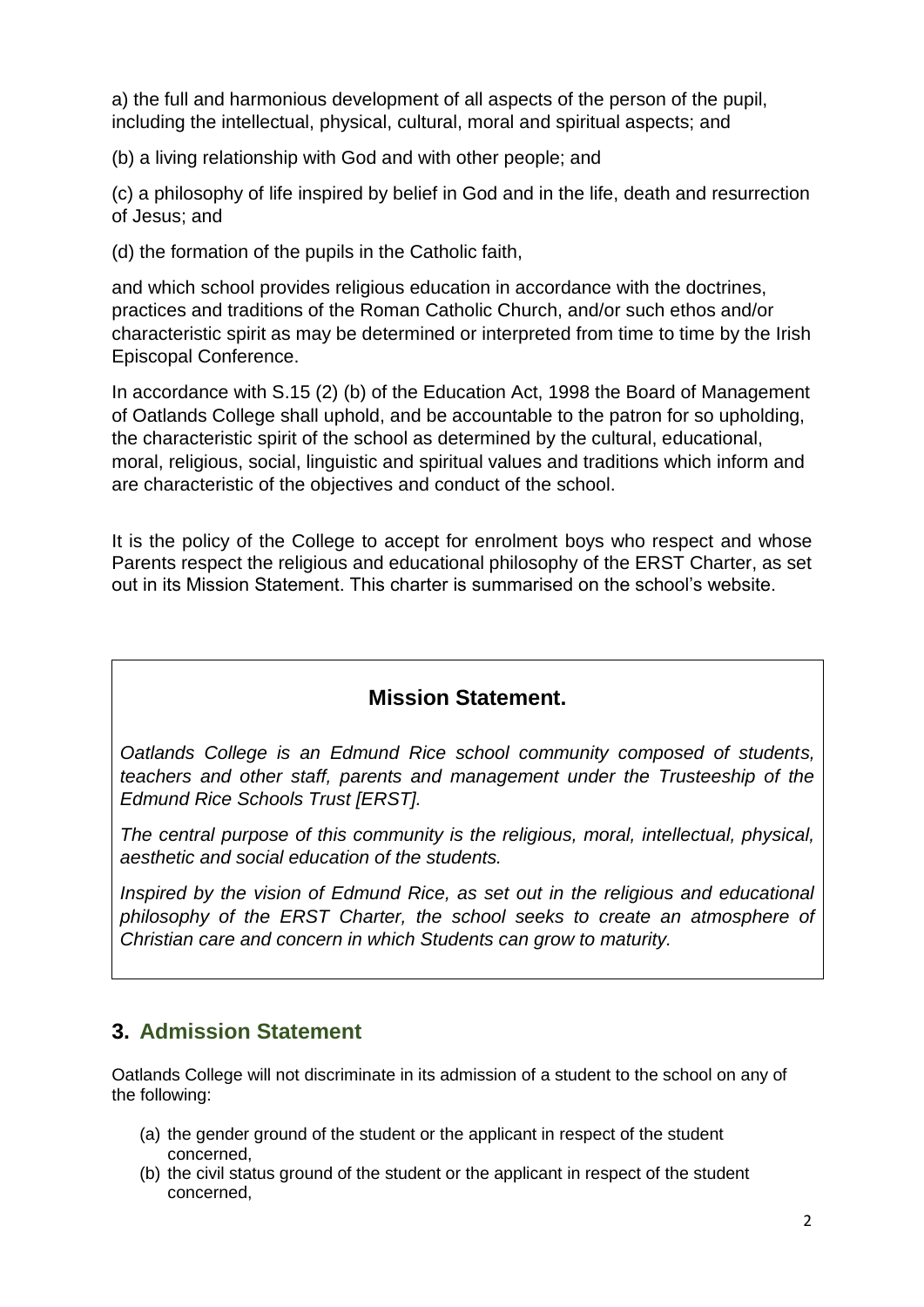a) the full and harmonious development of all aspects of the person of the pupil, including the intellectual, physical, cultural, moral and spiritual aspects; and

(b) a living relationship with God and with other people; and

(c) a philosophy of life inspired by belief in God and in the life, death and resurrection of Jesus; and

(d) the formation of the pupils in the Catholic faith,

and which school provides religious education in accordance with the doctrines, practices and traditions of the Roman Catholic Church, and/or such ethos and/or characteristic spirit as may be determined or interpreted from time to time by the Irish Episcopal Conference.

In accordance with S.15 (2) (b) of the Education Act, 1998 the Board of Management of Oatlands College shall uphold, and be accountable to the patron for so upholding, the characteristic spirit of the school as determined by the cultural, educational, moral, religious, social, linguistic and spiritual values and traditions which inform and are characteristic of the objectives and conduct of the school.

It is the policy of the College to accept for enrolment boys who respect and whose Parents respect the religious and educational philosophy of the ERST Charter, as set out in its Mission Statement. This charter is summarised on the school's website.

**Mission Statement.**

*Oatlands College is an Edmund Rice school community composed of students, teachers and other staff, parents and management under the Trusteeship of the Edmund Rice Schools Trust [ERST].*

*The central purpose of this community is the religious, moral, intellectual, physical, aesthetic and social education of the students.*

*Inspired by the vision of Edmund Rice, as set out in the religious and educational philosophy of the ERST Charter, the school seeks to create an atmosphere of Christian care and concern in which Students can grow to maturity.*

## 3. Admission Statement

Oatlands College will not discriminate in its admission of a student to the school on any of the following:

(a) the gender ground of the student or the applicant in respect of the student concerned,

(b) the civil status ground of the student or the applicant in respect of the student concerned,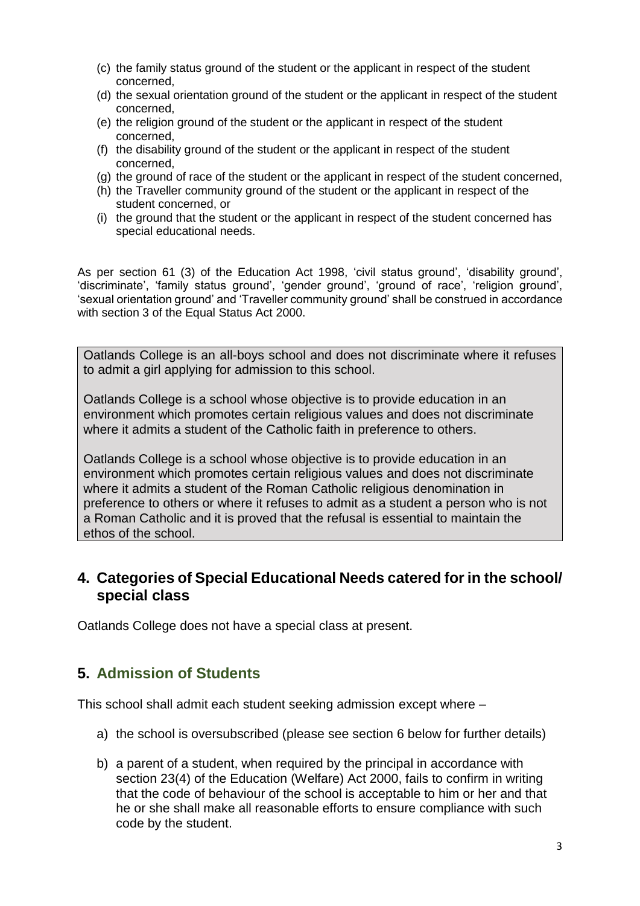(c) the family status ground of the student or the applicant in respect of the student concerned,
(d) the sexual orientation ground of the student or the applicant in respect of the student concerned,
(e) the religion ground of the student or the applicant in respect of the student concerned,
(f) the disability ground of the student or the applicant in respect of the student concerned,
(g) the ground of race of the student or the applicant in respect of the student concerned,
(h) the Traveller community ground of the student or the applicant in respect of the student concerned, or
(i) the ground that the student or the applicant in respect of the student concerned has special educational needs.

As per section 61 (3) of the Education Act 1998, 'civil status ground', 'disability ground', 'discriminate', 'family status ground', 'gender ground', 'ground of race', 'religion ground', 'sexual orientation ground' and 'Traveller community ground' shall be construed in accordance with section 3 of the Equal Status Act 2000.

Oatlands College is an all-boys school and does not discriminate where it refuses to admit a girl applying for admission to this school.

Oatlands College is a school whose objective is to provide education in an environment which promotes certain religious values and does not discriminate where it admits a student of the Catholic faith in preference to others.

Oatlands College is a school whose objective is to provide education in an environment which promotes certain religious values and does not discriminate where it admits a student of the Roman Catholic religious denomination in preference to others or where it refuses to admit as a student a person who is not a Roman Catholic and it is proved that the refusal is essential to maintain the ethos of the school.

## 4. Categories of Special Educational Needs catered for in the school/ special class

Oatlands College does not have a special class at present.

## 5. Admission of Students

This school shall admit each student seeking admission except where –

a) the school is oversubscribed (please see section 6 below for further details)

b) a parent of a student, when required by the principal in accordance with section 23(4) of the Education (Welfare) Act 2000, fails to confirm in writing that the code of behaviour of the school is acceptable to him or her and that he or she shall make all reasonable efforts to ensure compliance with such code by the student.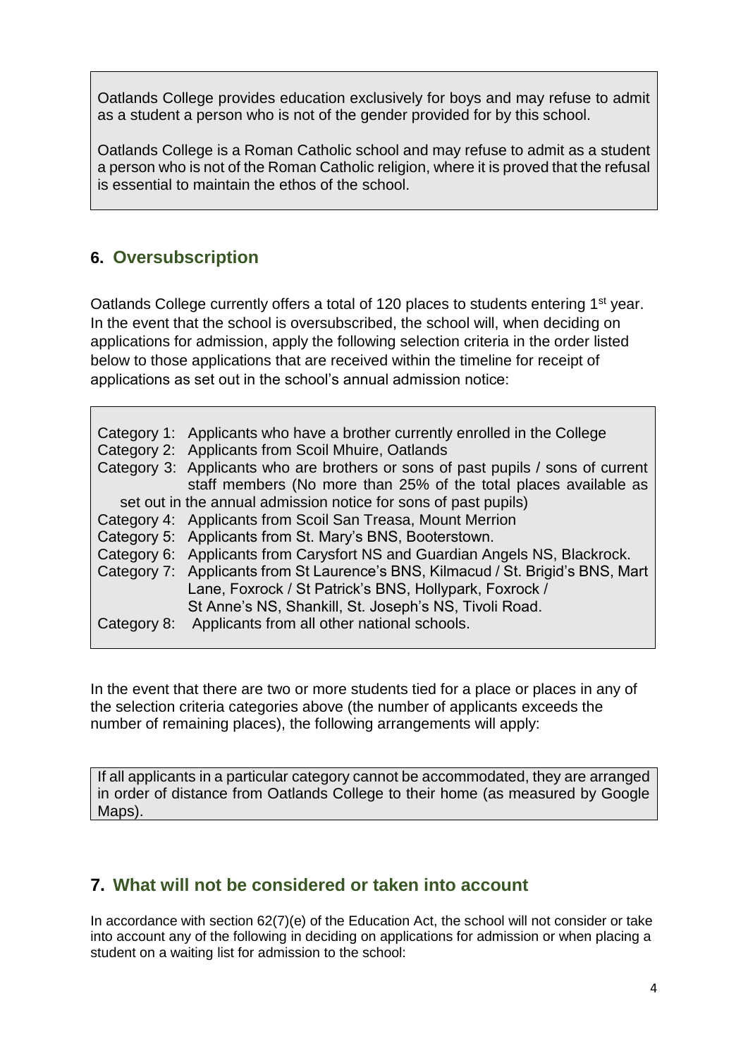Oatlands College provides education exclusively for boys and may refuse to admit as a student a person who is not of the gender provided for by this school.

Oatlands College is a Roman Catholic school and may refuse to admit as a student a person who is not of the Roman Catholic religion, where it is proved that the refusal is essential to maintain the ethos of the school.

## 6. Oversubscription

Oatlands College currently offers a total of 120 places to students entering 1st year. In the event that the school is oversubscribed, the school will, when deciding on applications for admission, apply the following selection criteria in the order listed below to those applications that are received within the timeline for receipt of applications as set out in the school's annual admission notice:

| | |
|---|---|
| Category 1: | Applicants who have a brother currently enrolled in the College |
| Category 2: | Applicants from Scoil Mhuire, Oatlands |
| Category 3: | Applicants who are brothers or sons of past pupils / sons of current staff members (No more than 25% of the total places available as set out in the annual admission notice for sons of past pupils) |
| Category 4: | Applicants from Scoil San Treasa, Mount Merrion |
| Category 5: | Applicants from St. Mary's BNS, Booterstown. |
| Category 6: | Applicants from Carysfort NS and Guardian Angels NS, Blackrock. |
| Category 7: | Applicants from St Laurence's BNS, Kilmacud / St. Brigid's BNS, Mart Lane, Foxrock / St Patrick's BNS, Hollypark, Foxrock / St Anne's NS, Shankill, St. Joseph's NS, Tivoli Road. |
| Category 8: | Applicants from all other national schools. |

In the event that there are two or more students tied for a place or places in any of the selection criteria categories above (the number of applicants exceeds the number of remaining places), the following arrangements will apply:

If all applicants in a particular category cannot be accommodated, they are arranged in order of distance from Oatlands College to their home (as measured by Google Maps).

## 7. What will not be considered or taken into account

In accordance with section 62(7)(e) of the Education Act, the school will not consider or take into account any of the following in deciding on applications for admission or when placing a student on a waiting list for admission to the school: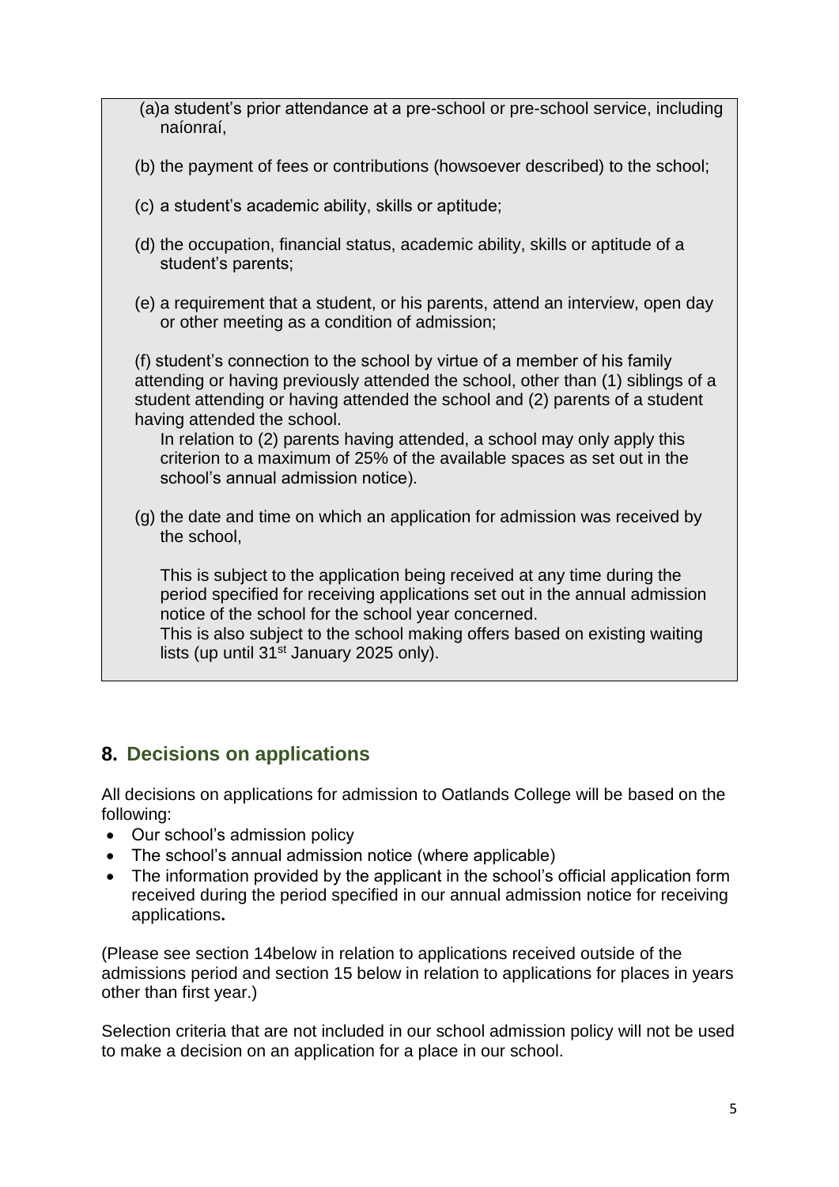(a) a student's prior attendance at a pre-school or pre-school service, including naíonraí,

(b) the payment of fees or contributions (howsoever described) to the school;

(c) a student's academic ability, skills or aptitude;

(d) the occupation, financial status, academic ability, skills or aptitude of a student's parents;

(e) a requirement that a student, or his parents, attend an interview, open day or other meeting as a condition of admission;

(f) student's connection to the school by virtue of a member of his family attending or having previously attended the school, other than (1) siblings of a student attending or having attended the school and (2) parents of a student having attended the school.
In relation to (2) parents having attended, a school may only apply this criterion to a maximum of 25% of the available spaces as set out in the school's annual admission notice).

(g) the date and time on which an application for admission was received by the school,

This is subject to the application being received at any time during the period specified for receiving applications set out in the annual admission notice of the school for the school year concerned.
This is also subject to the school making offers based on existing waiting lists (up until 31st January 2025 only).

## 8. Decisions on applications

All decisions on applications for admission to Oatlands College will be based on the following:

- Our school's admission policy
- The school's annual admission notice (where applicable)
- The information provided by the applicant in the school's official application form received during the period specified in our annual admission notice for receiving applications**.**

(Please see section 14below in relation to applications received outside of the admissions period and section 15 below in relation to applications for places in years other than first year.)

Selection criteria that are not included in our school admission policy will not be used to make a decision on an application for a place in our school.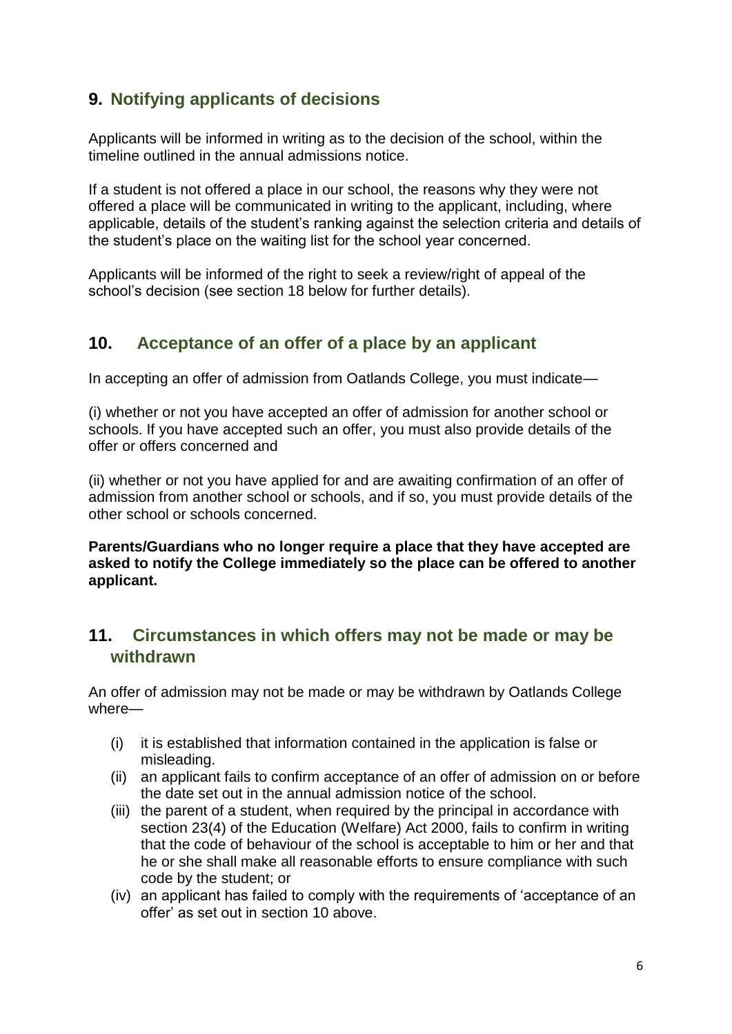## 9. Notifying applicants of decisions

Applicants will be informed in writing as to the decision of the school, within the timeline outlined in the annual admissions notice.

If a student is not offered a place in our school, the reasons why they were not offered a place will be communicated in writing to the applicant, including, where applicable, details of the student's ranking against the selection criteria and details of the student's place on the waiting list for the school year concerned.

Applicants will be informed of the right to seek a review/right of appeal of the school's decision (see section 18 below for further details).

## 10. Acceptance of an offer of a place by an applicant

In accepting an offer of admission from Oatlands College, you must indicate—

(i) whether or not you have accepted an offer of admission for another school or schools. If you have accepted such an offer, you must also provide details of the offer or offers concerned and

(ii) whether or not you have applied for and are awaiting confirmation of an offer of admission from another school or schools, and if so, you must provide details of the other school or schools concerned.

**Parents/Guardians who no longer require a place that they have accepted are asked to notify the College immediately so the place can be offered to another applicant.**

## 11. Circumstances in which offers may not be made or may be withdrawn

An offer of admission may not be made or may be withdrawn by Oatlands College where—

(i) it is established that information contained in the application is false or misleading.
(ii) an applicant fails to confirm acceptance of an offer of admission on or before the date set out in the annual admission notice of the school.
(iii) the parent of a student, when required by the principal in accordance with section 23(4) of the Education (Welfare) Act 2000, fails to confirm in writing that the code of behaviour of the school is acceptable to him or her and that he or she shall make all reasonable efforts to ensure compliance with such code by the student; or
(iv) an applicant has failed to comply with the requirements of 'acceptance of an offer' as set out in section 10 above.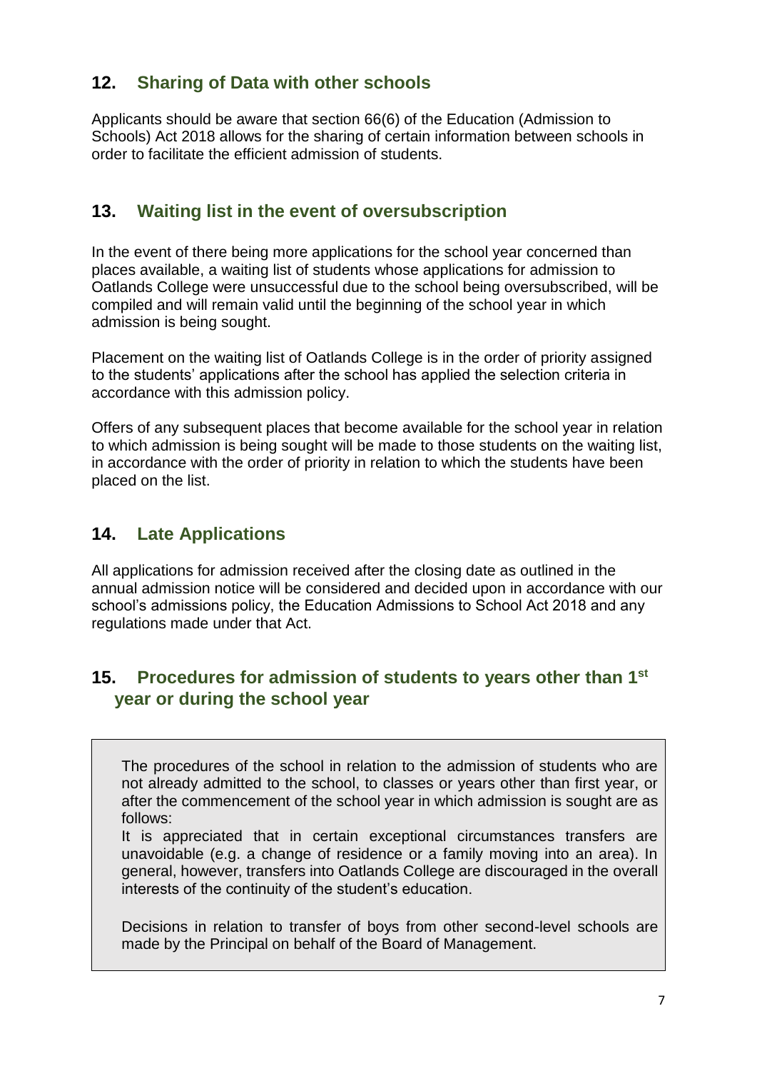## 12. Sharing of Data with other schools

Applicants should be aware that section 66(6) of the Education (Admission to Schools) Act 2018 allows for the sharing of certain information between schools in order to facilitate the efficient admission of students.

## 13. Waiting list in the event of oversubscription

In the event of there being more applications for the school year concerned than places available, a waiting list of students whose applications for admission to Oatlands College were unsuccessful due to the school being oversubscribed, will be compiled and will remain valid until the beginning of the school year in which admission is being sought.

Placement on the waiting list of Oatlands College is in the order of priority assigned to the students' applications after the school has applied the selection criteria in accordance with this admission policy.

Offers of any subsequent places that become available for the school year in relation to which admission is being sought will be made to those students on the waiting list, in accordance with the order of priority in relation to which the students have been placed on the list.

## 14. Late Applications

All applications for admission received after the closing date as outlined in the annual admission notice will be considered and decided upon in accordance with our school's admissions policy, the Education Admissions to School Act 2018 and any regulations made under that Act.

## 15. Procedures for admission of students to years other than 1st year or during the school year

The procedures of the school in relation to the admission of students who are not already admitted to the school, to classes or years other than first year, or after the commencement of the school year in which admission is sought are as follows:

It is appreciated that in certain exceptional circumstances transfers are unavoidable (e.g. a change of residence or a family moving into an area). In general, however, transfers into Oatlands College are discouraged in the overall interests of the continuity of the student's education.

Decisions in relation to transfer of boys from other second-level schools are made by the Principal on behalf of the Board of Management.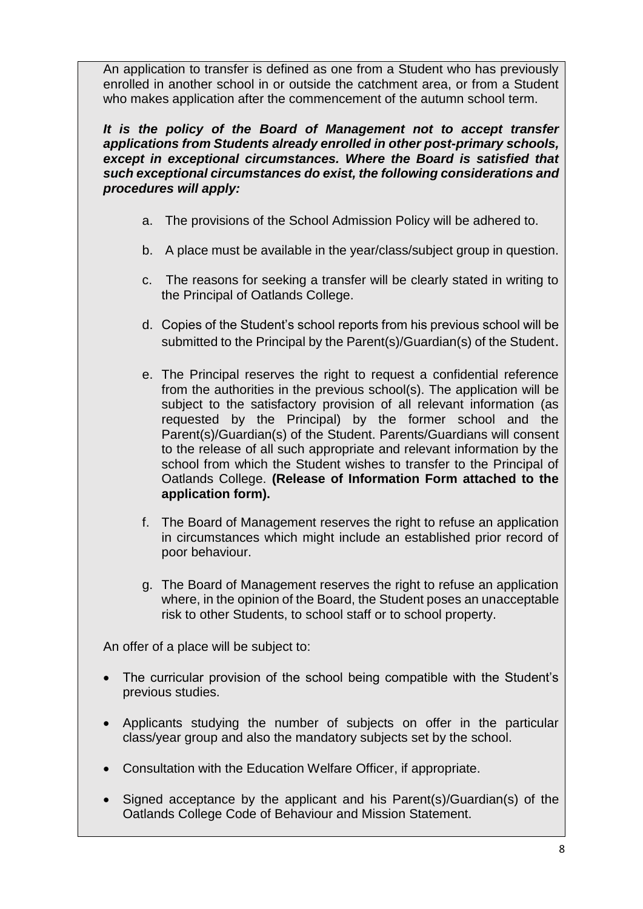An application to transfer is defined as one from a Student who has previously enrolled in another school in or outside the catchment area, or from a Student who makes application after the commencement of the autumn school term.

***It is the policy of the Board of Management not to accept transfer applications from Students already enrolled in other post-primary schools, except in exceptional circumstances. Where the Board is satisfied that such exceptional circumstances do exist, the following considerations and procedures will apply:***

a. The provisions of the School Admission Policy will be adhered to.

b. A place must be available in the year/class/subject group in question.

c. The reasons for seeking a transfer will be clearly stated in writing to the Principal of Oatlands College.

d. Copies of the Student's school reports from his previous school will be submitted to the Principal by the Parent(s)/Guardian(s) of the Student.

e. The Principal reserves the right to request a confidential reference from the authorities in the previous school(s). The application will be subject to the satisfactory provision of all relevant information (as requested by the Principal) by the former school and the Parent(s)/Guardian(s) of the Student. Parents/Guardians will consent to the release of all such appropriate and relevant information by the school from which the Student wishes to transfer to the Principal of Oatlands College. **(Release of Information Form attached to the application form).**

f. The Board of Management reserves the right to refuse an application in circumstances which might include an established prior record of poor behaviour.

g. The Board of Management reserves the right to refuse an application where, in the opinion of the Board, the Student poses an unacceptable risk to other Students, to school staff or to school property.

An offer of a place will be subject to:

- The curricular provision of the school being compatible with the Student's previous studies.
- Applicants studying the number of subjects on offer in the particular class/year group and also the mandatory subjects set by the school.
- Consultation with the Education Welfare Officer, if appropriate.
- Signed acceptance by the applicant and his Parent(s)/Guardian(s) of the Oatlands College Code of Behaviour and Mission Statement.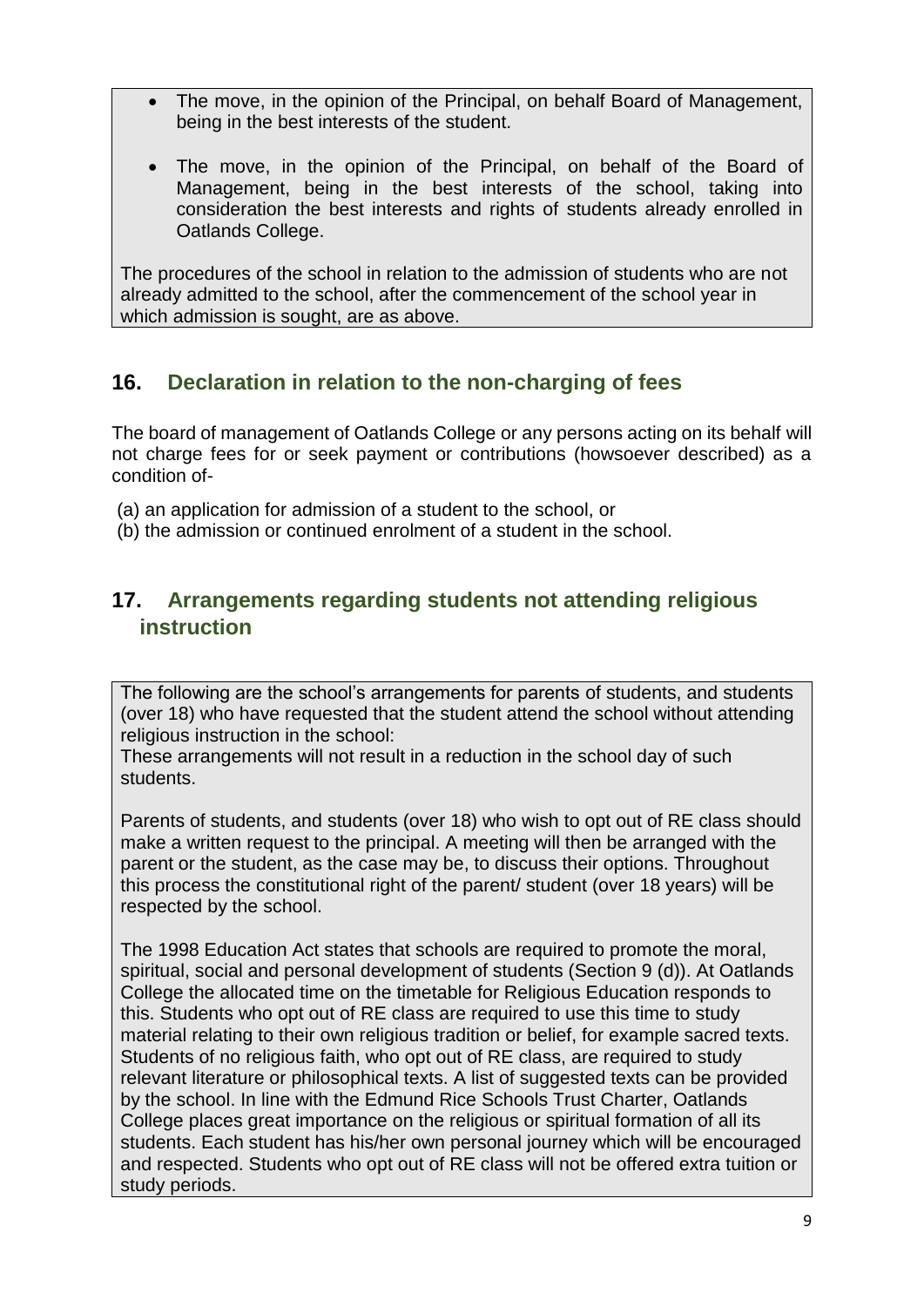- The move, in the opinion of the Principal, on behalf Board of Management, being in the best interests of the student.
- The move, in the opinion of the Principal, on behalf of the Board of Management, being in the best interests of the school, taking into consideration the best interests and rights of students already enrolled in Oatlands College.

The procedures of the school in relation to the admission of students who are not already admitted to the school, after the commencement of the school year in which admission is sought, are as above.

## 16. Declaration in relation to the non-charging of fees

The board of management of Oatlands College or any persons acting on its behalf will not charge fees for or seek payment or contributions (howsoever described) as a condition of-

(a) an application for admission of a student to the school, or
(b) the admission or continued enrolment of a student in the school.

## 17. Arrangements regarding students not attending religious instruction

The following are the school's arrangements for parents of students, and students (over 18) who have requested that the student attend the school without attending religious instruction in the school:
These arrangements will not result in a reduction in the school day of such students.

Parents of students, and students (over 18) who wish to opt out of RE class should make a written request to the principal. A meeting will then be arranged with the parent or the student, as the case may be, to discuss their options. Throughout this process the constitutional right of the parent/ student (over 18 years) will be respected by the school.

The 1998 Education Act states that schools are required to promote the moral, spiritual, social and personal development of students (Section 9 (d)). At Oatlands College the allocated time on the timetable for Religious Education responds to this. Students who opt out of RE class are required to use this time to study material relating to their own religious tradition or belief, for example sacred texts. Students of no religious faith, who opt out of RE class, are required to study relevant literature or philosophical texts. A list of suggested texts can be provided by the school. In line with the Edmund Rice Schools Trust Charter, Oatlands College places great importance on the religious or spiritual formation of all its students. Each student has his/her own personal journey which will be encouraged and respected. Students who opt out of RE class will not be offered extra tuition or study periods.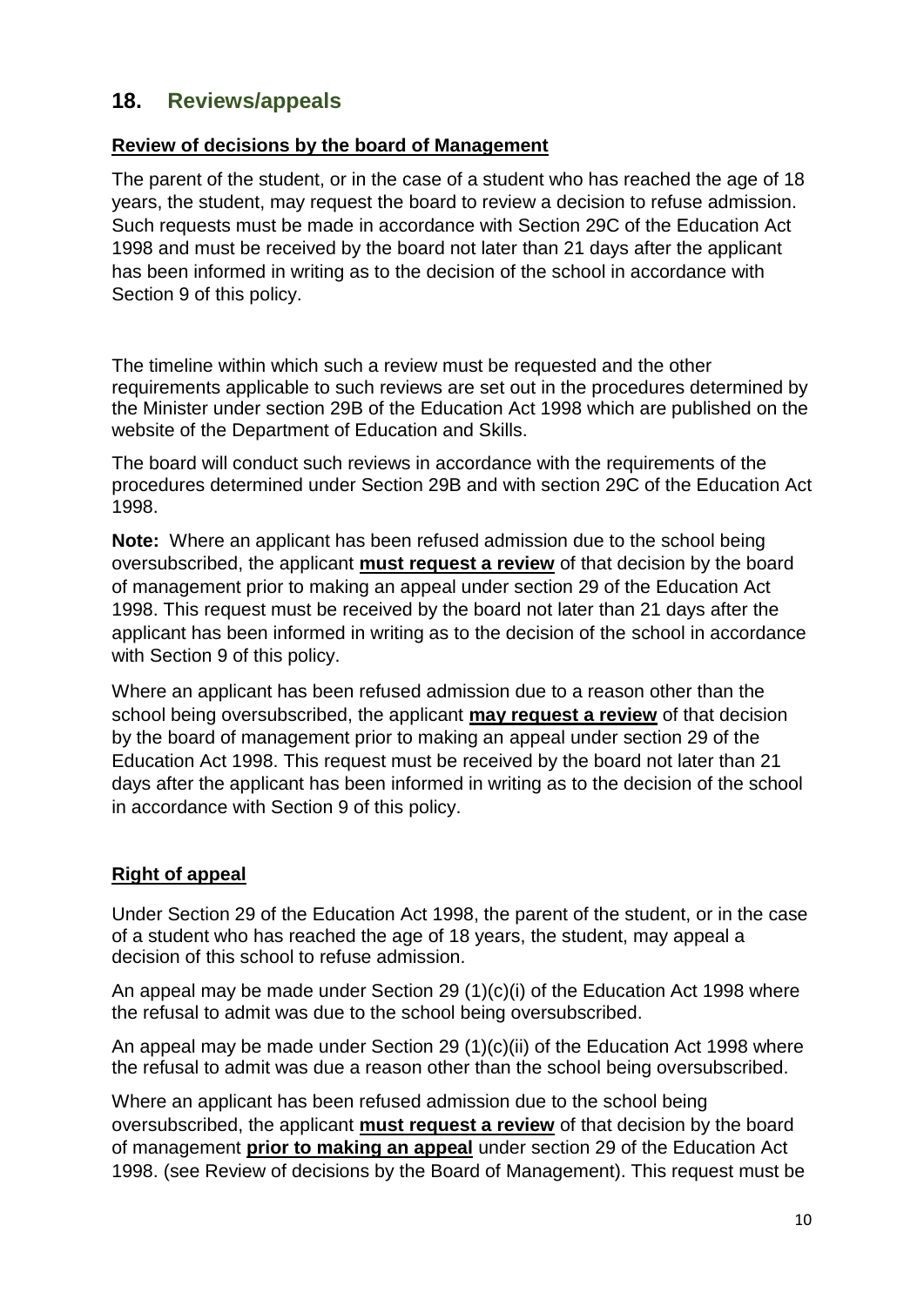## 18. Reviews/appeals

**Review of decisions by the board of Management**

The parent of the student, or in the case of a student who has reached the age of 18 years, the student, may request the board to review a decision to refuse admission. Such requests must be made in accordance with Section 29C of the Education Act 1998 and must be received by the board not later than 21 days after the applicant has been informed in writing as to the decision of the school in accordance with Section 9 of this policy.

The timeline within which such a review must be requested and the other requirements applicable to such reviews are set out in the procedures determined by the Minister under section 29B of the Education Act 1998 which are published on the website of the Department of Education and Skills.

The board will conduct such reviews in accordance with the requirements of the procedures determined under Section 29B and with section 29C of the Education Act 1998.

**Note:** Where an applicant has been refused admission due to the school being oversubscribed, the applicant **must request a review** of that decision by the board of management prior to making an appeal under section 29 of the Education Act 1998. This request must be received by the board not later than 21 days after the applicant has been informed in writing as to the decision of the school in accordance with Section 9 of this policy.

Where an applicant has been refused admission due to a reason other than the school being oversubscribed, the applicant **may request a review** of that decision by the board of management prior to making an appeal under section 29 of the Education Act 1998. This request must be received by the board not later than 21 days after the applicant has been informed in writing as to the decision of the school in accordance with Section 9 of this policy.

**Right of appeal**

Under Section 29 of the Education Act 1998, the parent of the student, or in the case of a student who has reached the age of 18 years, the student, may appeal a decision of this school to refuse admission.

An appeal may be made under Section 29 (1)(c)(i) of the Education Act 1998 where the refusal to admit was due to the school being oversubscribed.

An appeal may be made under Section 29 (1)(c)(ii) of the Education Act 1998 where the refusal to admit was due a reason other than the school being oversubscribed.

Where an applicant has been refused admission due to the school being oversubscribed, the applicant **must request a review** of that decision by the board of management **prior to making an appeal** under section 29 of the Education Act 1998. (see Review of decisions by the Board of Management). This request must be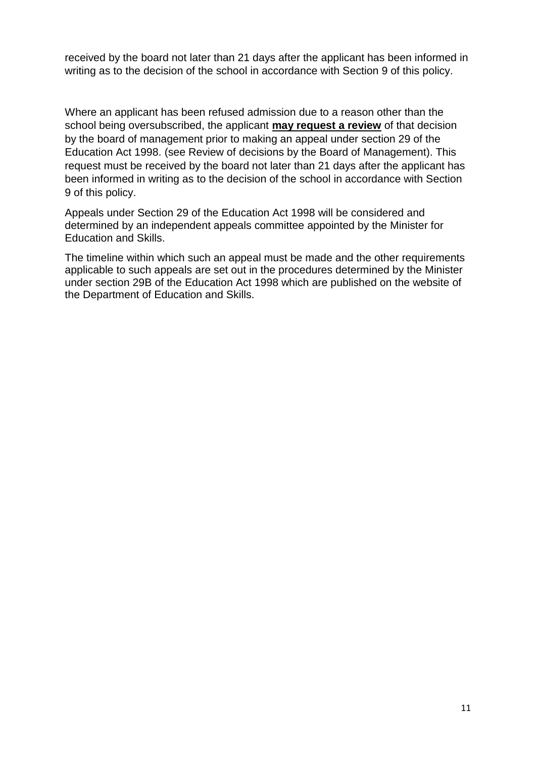received by the board not later than 21 days after the applicant has been informed in writing as to the decision of the school in accordance with Section 9 of this policy.

Where an applicant has been refused admission due to a reason other than the school being oversubscribed, the applicant **may request a review** of that decision by the board of management prior to making an appeal under section 29 of the Education Act 1998. (see Review of decisions by the Board of Management). This request must be received by the board not later than 21 days after the applicant has been informed in writing as to the decision of the school in accordance with Section 9 of this policy.

Appeals under Section 29 of the Education Act 1998 will be considered and determined by an independent appeals committee appointed by the Minister for Education and Skills.

The timeline within which such an appeal must be made and the other requirements applicable to such appeals are set out in the procedures determined by the Minister under section 29B of the Education Act 1998 which are published on the website of the Department of Education and Skills.